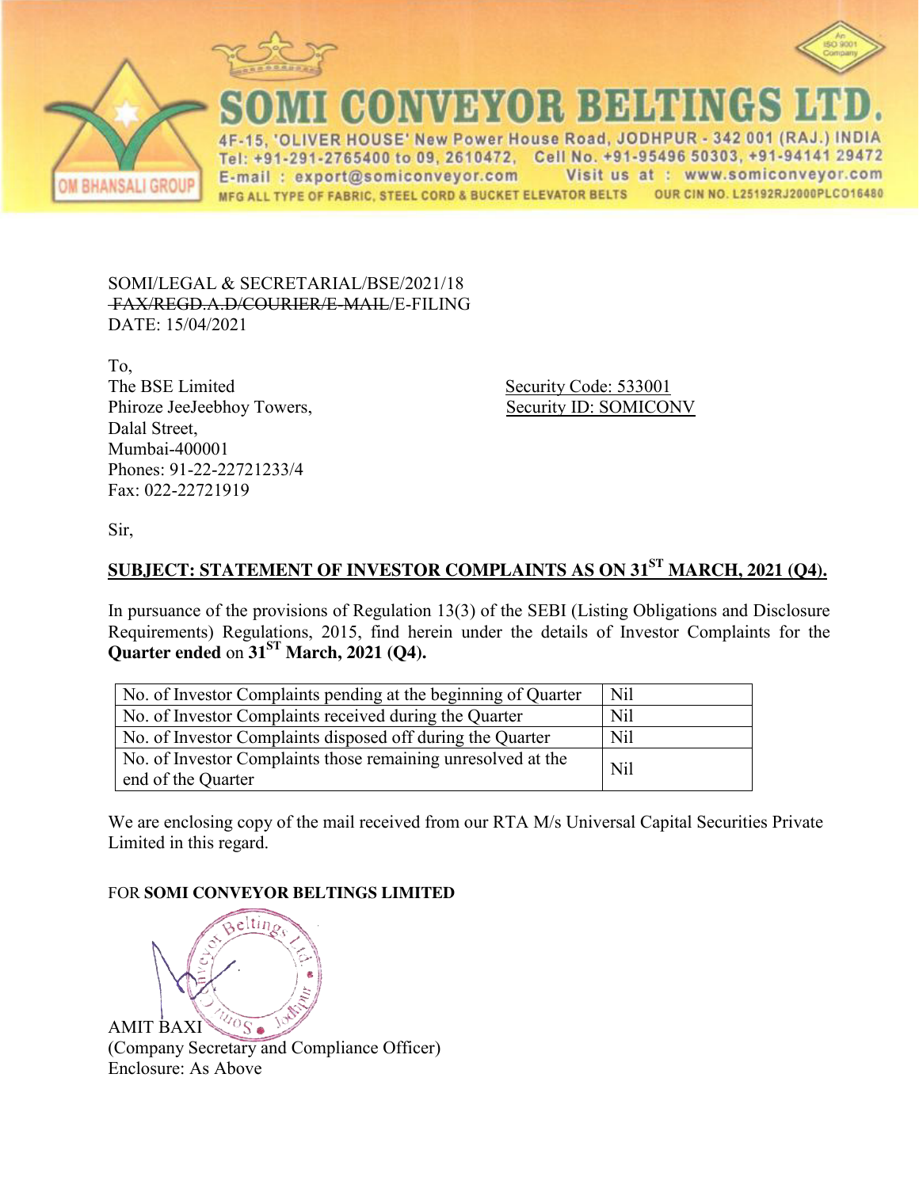# SOMI CONVEYOR BELTINGS LTD.

4F-15, 'OLIVER HOUSE' New Power House Road, JODHPUR - 342 001 (RAJ.) INDIA
Tel: +91-291-2765400 to 09, 2610472, Cell No. +91-95496 50303, +91-94141 29472
E-mail : export@somiconveyor.com Visit us at : www.somiconveyor.com
MFG ALL TYPE OF FABRIC, STEEL CORD & BUCKET ELEVATOR BELTS OUR CIN NO. L25192RJ2000PLCO16480

SOMI/LEGAL & SECRETARIAL/BSE/2021/18
~~FAX/REGD.A.D/COURIER/E-MAIL~~/E-FILING
DATE: 15/04/2021

To,
The BSE Limited
Phiroze JeeJeebhoy Towers,
Dalal Street,
Mumbai-400001
Phones: 91-22-22721233/4
Fax: 022-22721919

Security Code: 533001
Security ID: SOMICONV

Sir,

**SUBJECT: STATEMENT OF INVESTOR COMPLAINTS AS ON 31ST MARCH, 2021 (Q4).**

In pursuance of the provisions of Regulation 13(3) of the SEBI (Listing Obligations and Disclosure Requirements) Regulations, 2015, find herein under the details of Investor Complaints for the **Quarter ended** on **31ST March, 2021 (Q4).**

| No. of Investor Complaints pending at the beginning of Quarter | Nil |
|---|---|
| No. of Investor Complaints received during the Quarter | Nil |
| No. of Investor Complaints disposed off during the Quarter | Nil |
| No. of Investor Complaints those remaining unresolved at the end of the Quarter | Nil |

We are enclosing copy of the mail received from our RTA M/s Universal Capital Securities Private Limited in this regard.

FOR **SOMI CONVEYOR BELTINGS LIMITED**

AMIT BAXI
(Company Secretary and Compliance Officer)
Enclosure: As Above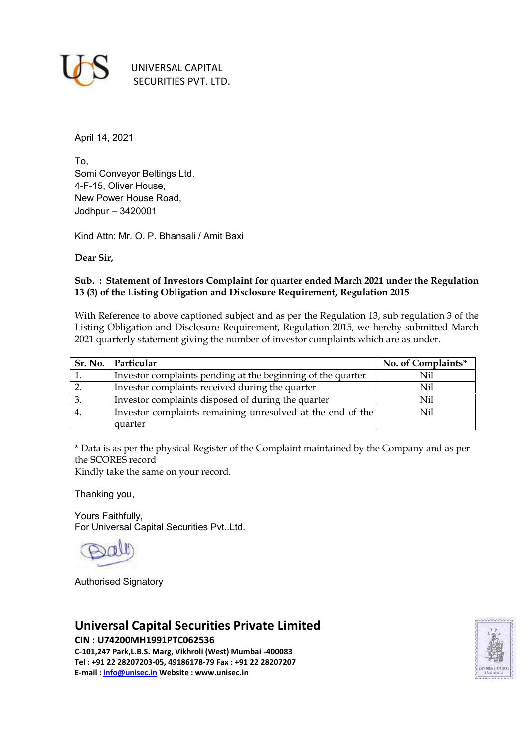UNIVERSAL CAPITAL SECURITIES PVT. LTD.

April 14, 2021

To,
Somi Conveyor Beltings Ltd.
4-F-15, Oliver House,
New Power House Road,
Jodhpur – 3420001

Kind Attn: Mr. O. P. Bhansali / Amit Baxi

**Dear Sir,**

**Sub. : Statement of Investors Complaint for quarter ended March 2021 under the Regulation 13 (3) of the Listing Obligation and Disclosure Requirement, Regulation 2015**

With Reference to above captioned subject and as per the Regulation 13, sub regulation 3 of the Listing Obligation and Disclosure Requirement, Regulation 2015, we hereby submitted March 2021 quarterly statement giving the number of investor complaints which are as under.

| Sr. No. | Particular | No. of Complaints* |
|---|---|---|
| 1. | Investor complaints pending at the beginning of the quarter | Nil |
| 2. | Investor complaints received during the quarter | Nil |
| 3. | Investor complaints disposed of during the quarter | Nil |
| 4. | Investor complaints remaining unresolved at the end of the quarter | Nil |

* Data is as per the physical Register of the Complaint maintained by the Company and as per the SCORES record

Kindly take the same on your record.

Thanking you,

Yours Faithfully,
For Universal Capital Securities Pvt..Ltd.

Authorised Signatory

## Universal Capital Securities Private Limited

**CIN : U74200MH1991PTC062536**
**C-101,247 Park,L.B.S. Marg, Vikhroli (West) Mumbai -400083**
**Tel : +91 22 28207203-05, 49186178-79 Fax : +91 22 28207207**
**E-mail : info@unisec.in Website : www.unisec.in**